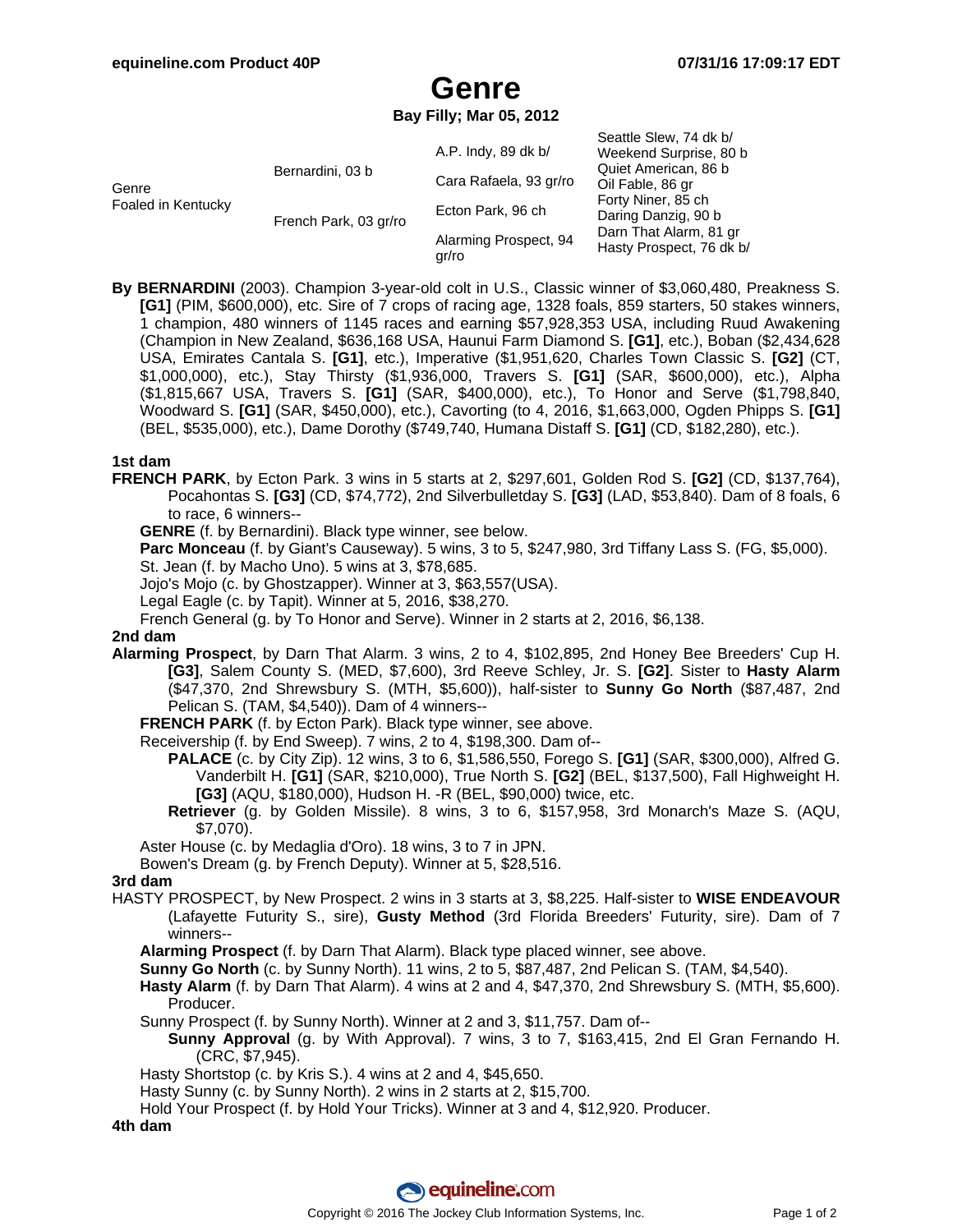# Genre

**Bay Filly; Mar 05, 2012**

| | | | |
|---|---|---|---|
| Genre<br>Foaled in Kentucky | Bernardini, 03 b | A.P. Indy, 89 dk b/ | Seattle Slew, 74 dk b/<br>Weekend Surprise, 80 b |
| | | Cara Rafaela, 93 gr/ro | Quiet American, 86 b<br>Oil Fable, 86 gr |
| | French Park, 03 gr/ro | Ecton Park, 96 ch | Forty Niner, 85 ch<br>Daring Danzig, 90 b |
| | | Alarming Prospect, 94 gr/ro | Darn That Alarm, 81 gr<br>Hasty Prospect, 76 dk b/ |

**By BERNARDINI** (2003). Champion 3-year-old colt in U.S., Classic winner of $3,060,480, Preakness S. **[G1]** (PIM, $600,000), etc. Sire of 7 crops of racing age, 1328 foals, 859 starters, 50 stakes winners, 1 champion, 480 winners of 1145 races and earning $57,928,353 USA, including Ruud Awakening (Champion in New Zealand, $636,168 USA, Haunui Farm Diamond S. **[G1]**, etc.), Boban ($2,434,628 USA, Emirates Cantala S. **[G1]**, etc.), Imperative ($1,951,620, Charles Town Classic S. **[G2]** (CT, $1,000,000), etc.), Stay Thirsty ($1,936,000, Travers S. **[G1]** (SAR, $600,000), etc.), Alpha ($1,815,667 USA, Travers S. **[G1]** (SAR, $400,000), etc.), To Honor and Serve ($1,798,840, Woodward S. **[G1]** (SAR, $450,000), etc.), Cavorting (to 4, 2016, $1,663,000, Ogden Phipps S. **[G1]** (BEL, $535,000), etc.), Dame Dorothy ($749,740, Humana Distaff S. **[G1]** (CD, $182,280), etc.).

**1st dam**

**FRENCH PARK**, by Ecton Park. 3 wins in 5 starts at 2, $297,601, Golden Rod S. **[G2]** (CD, $137,764), Pocahontas S. **[G3]** (CD, $74,772), 2nd Silverbulletday S. **[G3]** (LAD, $53,840). Dam of 8 foals, 6 to race, 6 winners--

- **GENRE** (f. by Bernardini). Black type winner, see below.
- **Parc Monceau** (f. by Giant's Causeway). 5 wins, 3 to 5, $247,980, 3rd Tiffany Lass S. (FG, $5,000).
- St. Jean (f. by Macho Uno). 5 wins at 3, $78,685.
- Jojo's Mojo (c. by Ghostzapper). Winner at 3, $63,557(USA).
- Legal Eagle (c. by Tapit). Winner at 5, 2016, $38,270.
- French General (g. by To Honor and Serve). Winner in 2 starts at 2, 2016, $6,138.

**2nd dam**

**Alarming Prospect**, by Darn That Alarm. 3 wins, 2 to 4, $102,895, 2nd Honey Bee Breeders' Cup H. **[G3]**, Salem County S. (MED, $7,600), 3rd Reeve Schley, Jr. S. **[G2]**. Sister to **Hasty Alarm** ($47,370, 2nd Shrewsbury S. (MTH, $5,600)), half-sister to **Sunny Go North** ($87,487, 2nd Pelican S. (TAM, $4,540)). Dam of 4 winners--

- **FRENCH PARK** (f. by Ecton Park). Black type winner, see above.
- Receivership (f. by End Sweep). 7 wins, 2 to 4, $198,300. Dam of--
  - **PALACE** (c. by City Zip). 12 wins, 3 to 6, $1,586,550, Forego S. **[G1]** (SAR, $300,000), Alfred G. Vanderbilt H. **[G1]** (SAR, $210,000), True North S. **[G2]** (BEL, $137,500), Fall Highweight H. **[G3]** (AQU, $180,000), Hudson H. -R (BEL, $90,000) twice, etc.
  - **Retriever** (g. by Golden Missile). 8 wins, 3 to 6, $157,958, 3rd Monarch's Maze S. (AQU, $7,070).
- Aster House (c. by Medaglia d'Oro). 18 wins, 3 to 7 in JPN.
- Bowen's Dream (g. by French Deputy). Winner at 5, $28,516.

**3rd dam**

HASTY PROSPECT, by New Prospect. 2 wins in 3 starts at 3, $8,225. Half-sister to **WISE ENDEAVOUR** (Lafayette Futurity S., sire), **Gusty Method** (3rd Florida Breeders' Futurity, sire). Dam of 7 winners--

- **Alarming Prospect** (f. by Darn That Alarm). Black type placed winner, see above.
- **Sunny Go North** (c. by Sunny North). 11 wins, 2 to 5, $87,487, 2nd Pelican S. (TAM, $4,540).
- **Hasty Alarm** (f. by Darn That Alarm). 4 wins at 2 and 4, $47,370, 2nd Shrewsbury S. (MTH, $5,600). Producer.
- Sunny Prospect (f. by Sunny North). Winner at 2 and 3, $11,757. Dam of--
  - **Sunny Approval** (g. by With Approval). 7 wins, 3 to 7, $163,415, 2nd El Gran Fernando H. (CRC, $7,945).
- Hasty Shortstop (c. by Kris S.). 4 wins at 2 and 4, $45,650.
- Hasty Sunny (c. by Sunny North). 2 wins in 2 starts at 2, $15,700.
- Hold Your Prospect (f. by Hold Your Tricks). Winner at 3 and 4, $12,920. Producer.

**4th dam**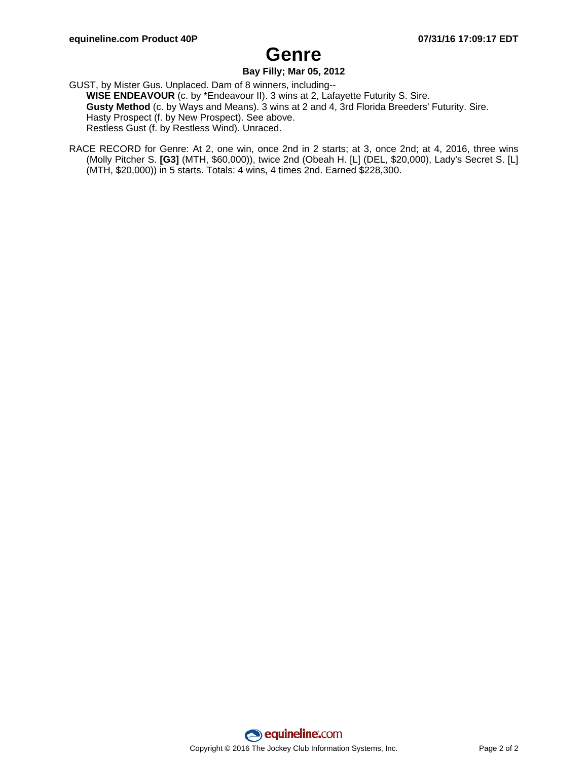# Genre

**Bay Filly; Mar 05, 2012**

GUST, by Mister Gus. Unplaced. Dam of 8 winners, including--

**WISE ENDEAVOUR** (c. by *Endeavour II). 3 wins at 2, Lafayette Futurity S. Sire.

**Gusty Method** (c. by Ways and Means). 3 wins at 2 and 4, 3rd Florida Breeders' Futurity. Sire.

Hasty Prospect (f. by New Prospect). See above.

Restless Gust (f. by Restless Wind). Unraced.

RACE RECORD for Genre: At 2, one win, once 2nd in 2 starts; at 3, once 2nd; at 4, 2016, three wins (Molly Pitcher S. **[G3]** (MTH, $60,000)), twice 2nd (Obeah H. [L] (DEL, $20,000), Lady's Secret S. [L] (MTH, $20,000)) in 5 starts. Totals: 4 wins, 4 times 2nd. Earned $228,300.